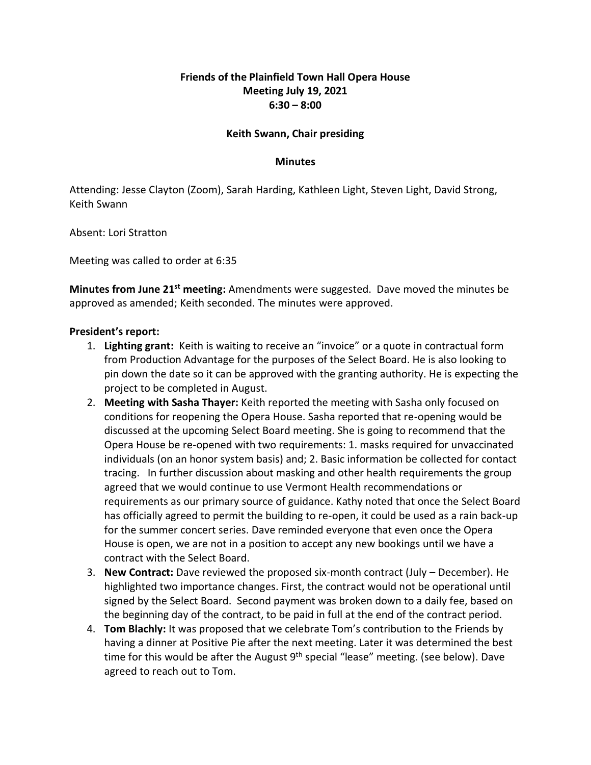**Friends of the Plainfield Town Hall Opera House**
**Meeting July 19, 2021**
**6:30 – 8:00**

**Keith Swann, Chair presiding**

**Minutes**

Attending: Jesse Clayton (Zoom), Sarah Harding, Kathleen Light, Steven Light, David Strong, Keith Swann

Absent: Lori Stratton

Meeting was called to order at 6:35

**Minutes from June 21st meeting:** Amendments were suggested. Dave moved the minutes be approved as amended; Keith seconded. The minutes were approved.

**President's report:**

1. **Lighting grant:** Keith is waiting to receive an "invoice" or a quote in contractual form from Production Advantage for the purposes of the Select Board. He is also looking to pin down the date so it can be approved with the granting authority. He is expecting the project to be completed in August.
2. **Meeting with Sasha Thayer:** Keith reported the meeting with Sasha only focused on conditions for reopening the Opera House. Sasha reported that re-opening would be discussed at the upcoming Select Board meeting. She is going to recommend that the Opera House be re-opened with two requirements: 1. masks required for unvaccinated individuals (on an honor system basis) and; 2. Basic information be collected for contact tracing. In further discussion about masking and other health requirements the group agreed that we would continue to use Vermont Health recommendations or requirements as our primary source of guidance. Kathy noted that once the Select Board has officially agreed to permit the building to re-open, it could be used as a rain back-up for the summer concert series. Dave reminded everyone that even once the Opera House is open, we are not in a position to accept any new bookings until we have a contract with the Select Board.
3. **New Contract:** Dave reviewed the proposed six-month contract (July – December). He highlighted two importance changes. First, the contract would not be operational until signed by the Select Board. Second payment was broken down to a daily fee, based on the beginning day of the contract, to be paid in full at the end of the contract period.
4. **Tom Blachly:** It was proposed that we celebrate Tom's contribution to the Friends by having a dinner at Positive Pie after the next meeting. Later it was determined the best time for this would be after the August 9th special "lease" meeting. (see below). Dave agreed to reach out to Tom.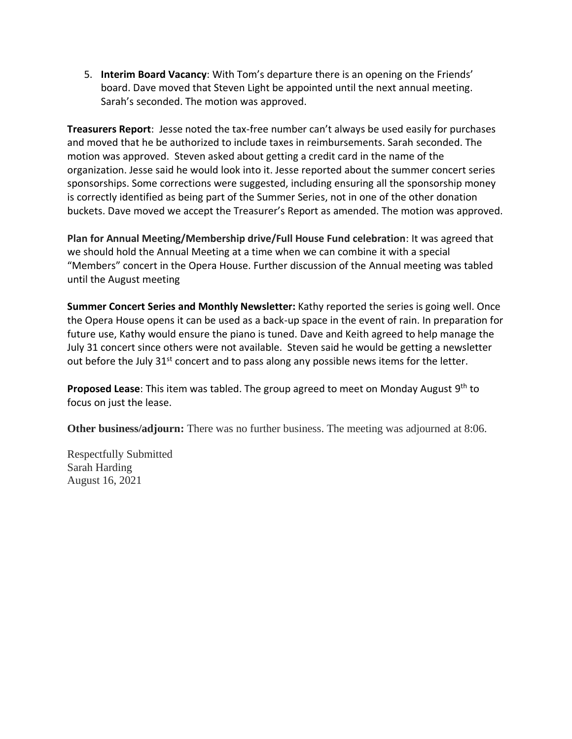5. **Interim Board Vacancy**: With Tom's departure there is an opening on the Friends' board. Dave moved that Steven Light be appointed until the next annual meeting. Sarah's seconded. The motion was approved.

**Treasurers Report**: Jesse noted the tax-free number can't always be used easily for purchases and moved that he be authorized to include taxes in reimbursements. Sarah seconded. The motion was approved. Steven asked about getting a credit card in the name of the organization. Jesse said he would look into it. Jesse reported about the summer concert series sponsorships. Some corrections were suggested, including ensuring all the sponsorship money is correctly identified as being part of the Summer Series, not in one of the other donation buckets. Dave moved we accept the Treasurer's Report as amended. The motion was approved.

**Plan for Annual Meeting/Membership drive/Full House Fund celebration**: It was agreed that we should hold the Annual Meeting at a time when we can combine it with a special "Members" concert in the Opera House. Further discussion of the Annual meeting was tabled until the August meeting

**Summer Concert Series and Monthly Newsletter:** Kathy reported the series is going well. Once the Opera House opens it can be used as a back-up space in the event of rain. In preparation for future use, Kathy would ensure the piano is tuned. Dave and Keith agreed to help manage the July 31 concert since others were not available. Steven said he would be getting a newsletter out before the July 31st concert and to pass along any possible news items for the letter.

**Proposed Lease**: This item was tabled. The group agreed to meet on Monday August 9th to focus on just the lease.

**Other business/adjourn:** There was no further business. The meeting was adjourned at 8:06.

Respectfully Submitted
Sarah Harding
August 16, 2021